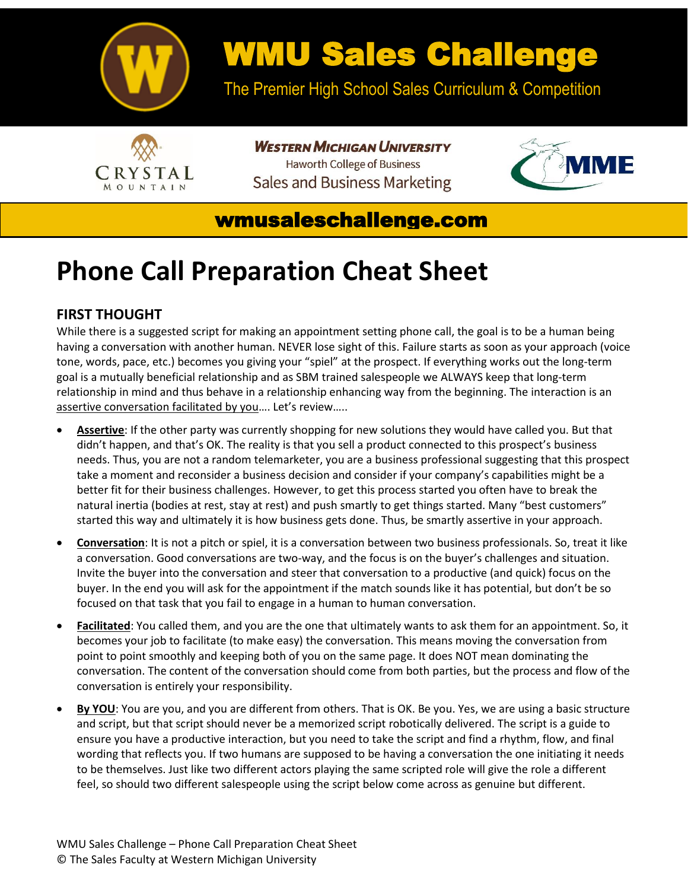# WMU Sales Challenge

The Premier High School Sales Curriculum & Competition

Western Michigan University
Haworth College of Business
Sales and Business Marketing

wmusaleschallenge.com

# Phone Call Preparation Cheat Sheet

## FIRST THOUGHT

While there is a suggested script for making an appointment setting phone call, the goal is to be a human being having a conversation with another human. NEVER lose sight of this. Failure starts as soon as your approach (voice tone, words, pace, etc.) becomes you giving your "spiel" at the prospect. If everything works out the long-term goal is a mutually beneficial relationship and as SBM trained salespeople we ALWAYS keep that long-term relationship in mind and thus behave in a relationship enhancing way from the beginning. The interaction is an assertive conversation facilitated by you…. Let's review…..

- **Assertive**: If the other party was currently shopping for new solutions they would have called you. But that didn't happen, and that's OK. The reality is that you sell a product connected to this prospect's business needs. Thus, you are not a random telemarketer, you are a business professional suggesting that this prospect take a moment and reconsider a business decision and consider if your company's capabilities might be a better fit for their business challenges. However, to get this process started you often have to break the natural inertia (bodies at rest, stay at rest) and push smartly to get things started. Many "best customers" started this way and ultimately it is how business gets done. Thus, be smartly assertive in your approach.
- **Conversation**: It is not a pitch or spiel, it is a conversation between two business professionals. So, treat it like a conversation. Good conversations are two-way, and the focus is on the buyer's challenges and situation. Invite the buyer into the conversation and steer that conversation to a productive (and quick) focus on the buyer. In the end you will ask for the appointment if the match sounds like it has potential, but don't be so focused on that task that you fail to engage in a human to human conversation.
- **Facilitated**: You called them, and you are the one that ultimately wants to ask them for an appointment. So, it becomes your job to facilitate (to make easy) the conversation. This means moving the conversation from point to point smoothly and keeping both of you on the same page. It does NOT mean dominating the conversation. The content of the conversation should come from both parties, but the process and flow of the conversation is entirely your responsibility.
- **By YOU**: You are you, and you are different from others. That is OK. Be you. Yes, we are using a basic structure and script, but that script should never be a memorized script robotically delivered. The script is a guide to ensure you have a productive interaction, but you need to take the script and find a rhythm, flow, and final wording that reflects you. If two humans are supposed to be having a conversation the one initiating it needs to be themselves. Just like two different actors playing the same scripted role will give the role a different feel, so should two different salespeople using the script below come across as genuine but different.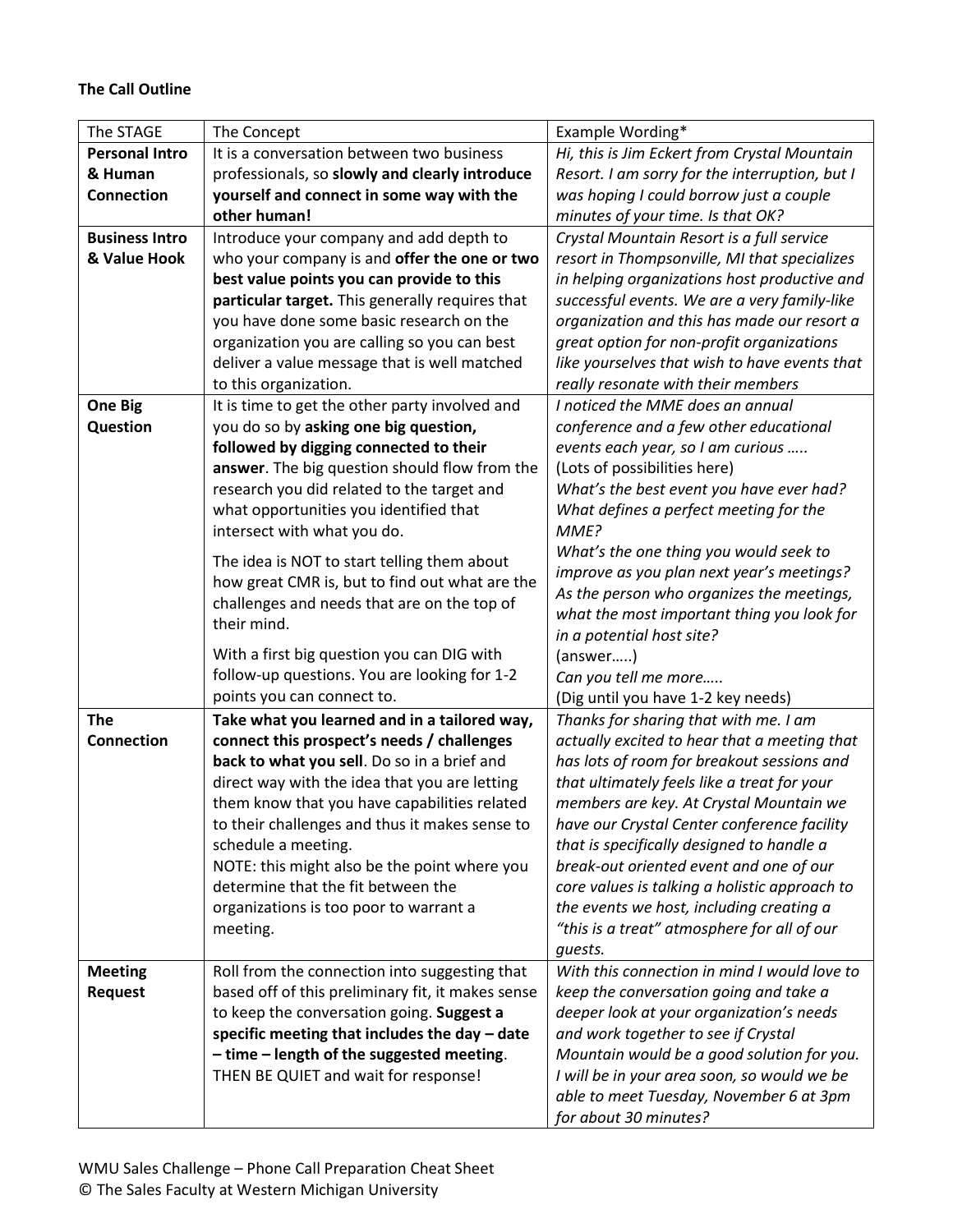**The Call Outline**

| The STAGE | The Concept | Example Wording* |
|---|---|---|
| **Personal Intro & Human Connection** | It is a conversation between two business professionals, so **slowly and clearly introduce yourself and connect in some way with the other human!** | *Hi, this is Jim Eckert from Crystal Mountain Resort. I am sorry for the interruption, but I was hoping I could borrow just a couple minutes of your time. Is that OK?* |
| **Business Intro & Value Hook** | Introduce your company and add depth to who your company is and **offer the one or two best value points you can provide to this particular target.** This generally requires that you have done some basic research on the organization you are calling so you can best deliver a value message that is well matched to this organization. | *Crystal Mountain Resort is a full service resort in Thompsonville, MI that specializes in helping organizations host productive and successful events. We are a very family-like organization and this has made our resort a great option for non-profit organizations like yourselves that wish to have events that really resonate with their members* |
| **One Big Question** | It is time to get the other party involved and you do so by **asking one big question, followed by digging connected to their answer**. The big question should flow from the research you did related to the target and what opportunities you identified that intersect with what you do.<br><br>The idea is NOT to start telling them about how great CMR is, but to find out what are the challenges and needs that are on the top of their mind.<br><br>With a first big question you can DIG with follow-up questions. You are looking for 1-2 points you can connect to. | *I noticed the MME does an annual conference and a few other educational events each year, so I am curious …..*<br>(Lots of possibilities here)<br>*What's the best event you have ever had?*<br>*What defines a perfect meeting for the MME?*<br>*What's the one thing you would seek to improve as you plan next year's meetings?*<br>*As the person who organizes the meetings, what the most important thing you look for in a potential host site?*<br>(answer…..)<br>*Can you tell me more…..*<br>(Dig until you have 1-2 key needs) |
| **The Connection** | **Take what you learned and in a tailored way, connect this prospect's needs / challenges back to what you sell**. Do so in a brief and direct way with the idea that you are letting them know that you have capabilities related to their challenges and thus it makes sense to schedule a meeting.<br>NOTE: this might also be the point where you determine that the fit between the organizations is too poor to warrant a meeting. | *Thanks for sharing that with me. I am actually excited to hear that a meeting that has lots of room for breakout sessions and that ultimately feels like a treat for your members are key. At Crystal Mountain we have our Crystal Center conference facility that is specifically designed to handle a break-out oriented event and one of our core values is talking a holistic approach to the events we host, including creating a "this is a treat" atmosphere for all of our guests.* |
| **Meeting Request** | Roll from the connection into suggesting that based off of this preliminary fit, it makes sense to keep the conversation going. **Suggest a specific meeting that includes the day – date – time – length of the suggested meeting**. THEN BE QUIET and wait for response! | *With this connection in mind I would love to keep the conversation going and take a deeper look at your organization's needs and work together to see if Crystal Mountain would be a good solution for you. I will be in your area soon, so would we be able to meet Tuesday, November 6 at 3pm for about 30 minutes?* |

WMU Sales Challenge – Phone Call Preparation Cheat Sheet
© The Sales Faculty at Western Michigan University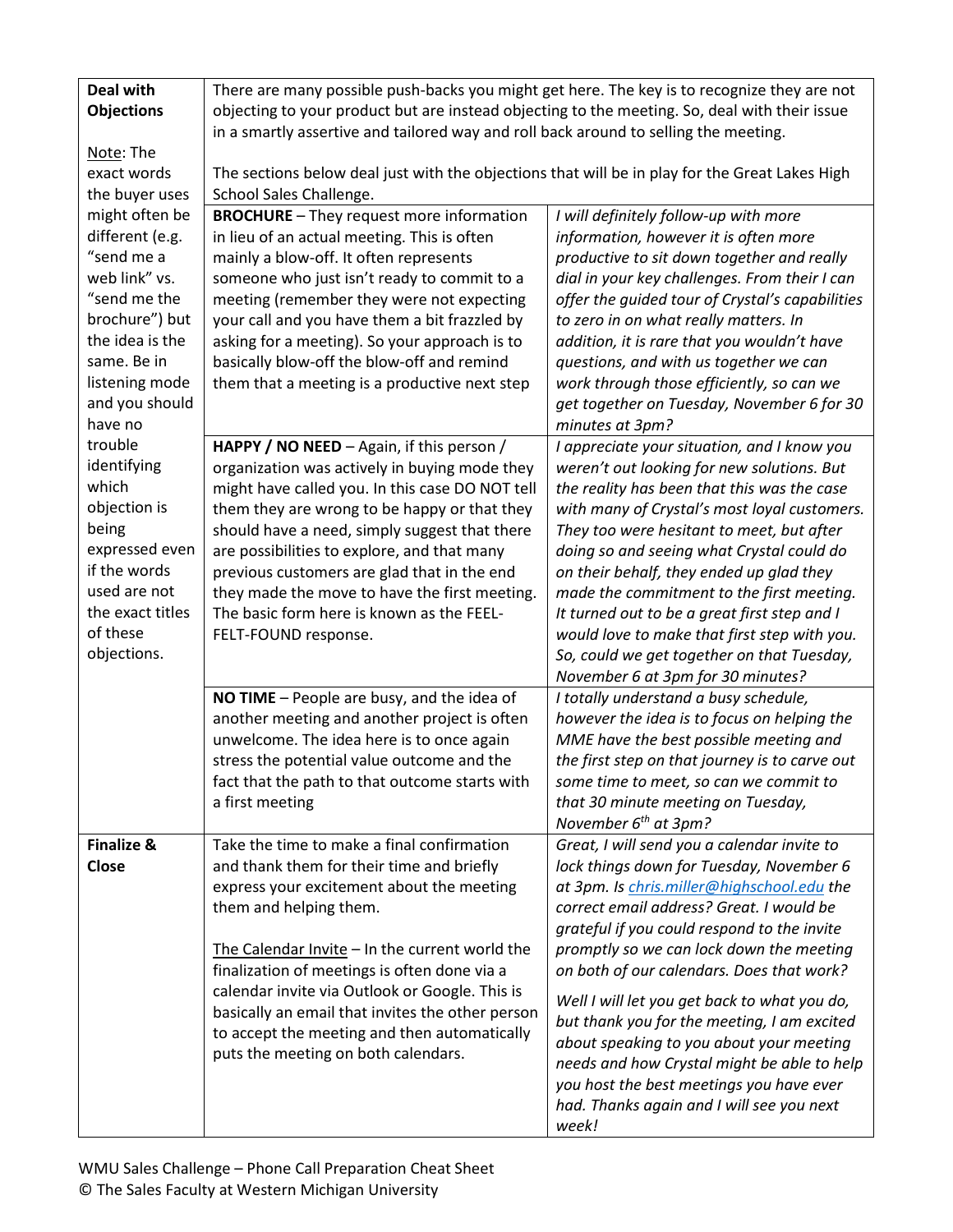| | | |
|---|---|---|
| **Deal with Objections**<br><br><u>Note</u>: The exact words the buyer uses might often be different (e.g. "send me a web link" vs. "send me the brochure") but the idea is the same. Be in listening mode and you should have no trouble identifying which objection is being expressed even if the words used are not the exact titles of these objections. | There are many possible push-backs you might get here. The key is to recognize they are not objecting to your product but are instead objecting to the meeting. So, deal with their issue in a smartly assertive and tailored way and roll back around to selling the meeting.<br><br>The sections below deal just with the objections that will be in play for the Great Lakes High School Sales Challenge. | |
| | **BROCHURE** – They request more information in lieu of an actual meeting. This is often mainly a blow-off. It often represents someone who just isn't ready to commit to a meeting (remember they were not expecting your call and you have them a bit frazzled by asking for a meeting). So your approach is to basically blow-off the blow-off and remind them that a meeting is a productive next step | *I will definitely follow-up with more information, however it is often more productive to sit down together and really dial in your key challenges. From their I can offer the guided tour of Crystal's capabilities to zero in on what really matters. In addition, it is rare that you wouldn't have questions, and with us together we can work through those efficiently, so can we get together on Tuesday, November 6 for 30 minutes at 3pm?* |
| | **HAPPY / NO NEED** – Again, if this person / organization was actively in buying mode they might have called you. In this case DO NOT tell them they are wrong to be happy or that they should have a need, simply suggest that there are possibilities to explore, and that many previous customers are glad that in the end they made the move to have the first meeting. The basic form here is known as the FEEL-FELT-FOUND response. | *I appreciate your situation, and I know you weren't out looking for new solutions. But the reality has been that this was the case with many of Crystal's most loyal customers. They too were hesitant to meet, but after doing so and seeing what Crystal could do on their behalf, they ended up glad they made the commitment to the first meeting. It turned out to be a great first step and I would love to make that first step with you. So, could we get together on that Tuesday, November 6 at 3pm for 30 minutes?* |
| | **NO TIME** – People are busy, and the idea of another meeting and another project is often unwelcome. The idea here is to once again stress the potential value outcome and the fact that the path to that outcome starts with a first meeting | *I totally understand a busy schedule, however the idea is to focus on helping the MME have the best possible meeting and the first step on that journey is to carve out some time to meet, so can we commit to that 30 minute meeting on Tuesday, November 6th at 3pm?* |
| **Finalize & Close** | Take the time to make a final confirmation and thank them for their time and briefly express your excitement about the meeting them and helping them.<br><br><u>The Calendar Invite</u> – In the current world the finalization of meetings is often done via a calendar invite via Outlook or Google. This is basically an email that invites the other person to accept the meeting and then automatically puts the meeting on both calendars. | *Great, I will send you a calendar invite to lock things down for Tuesday, November 6 at 3pm. Is chris.miller@highschool.edu the correct email address? Great. I would be grateful if you could respond to the invite promptly so we can lock down the meeting on both of our calendars. Does that work?*<br><br>*Well I will let you get back to what you do, but thank you for the meeting, I am excited about speaking to you about your meeting needs and how Crystal might be able to help you host the best meetings you have ever had. Thanks again and I will see you next week!* |

WMU Sales Challenge – Phone Call Preparation Cheat Sheet
© The Sales Faculty at Western Michigan University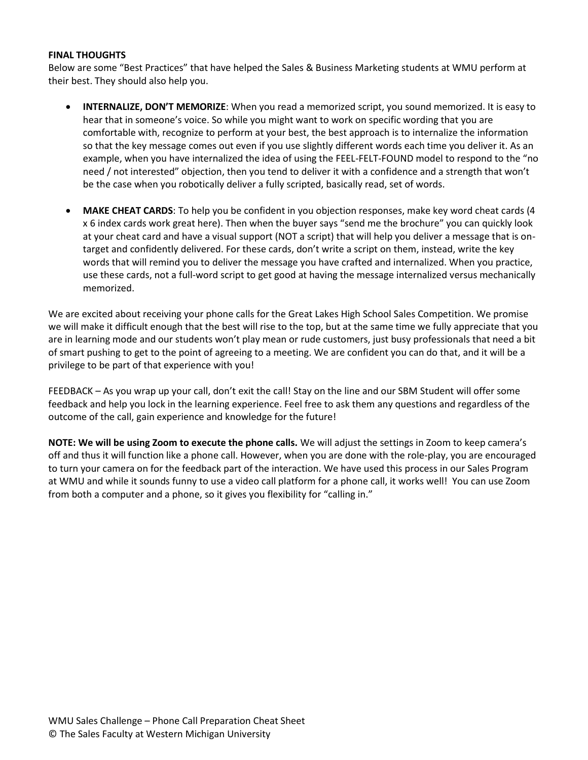**FINAL THOUGHTS**

Below are some "Best Practices" that have helped the Sales & Business Marketing students at WMU perform at their best. They should also help you.

- **INTERNALIZE, DON'T MEMORIZE**: When you read a memorized script, you sound memorized. It is easy to hear that in someone's voice. So while you might want to work on specific wording that you are comfortable with, recognize to perform at your best, the best approach is to internalize the information so that the key message comes out even if you use slightly different words each time you deliver it. As an example, when you have internalized the idea of using the FEEL-FELT-FOUND model to respond to the "no need / not interested" objection, then you tend to deliver it with a confidence and a strength that won't be the case when you robotically deliver a fully scripted, basically read, set of words.

- **MAKE CHEAT CARDS**: To help you be confident in you objection responses, make key word cheat cards (4 x 6 index cards work great here). Then when the buyer says "send me the brochure" you can quickly look at your cheat card and have a visual support (NOT a script) that will help you deliver a message that is on-target and confidently delivered. For these cards, don't write a script on them, instead, write the key words that will remind you to deliver the message you have crafted and internalized. When you practice, use these cards, not a full-word script to get good at having the message internalized versus mechanically memorized.

We are excited about receiving your phone calls for the Great Lakes High School Sales Competition. We promise we will make it difficult enough that the best will rise to the top, but at the same time we fully appreciate that you are in learning mode and our students won't play mean or rude customers, just busy professionals that need a bit of smart pushing to get to the point of agreeing to a meeting. We are confident you can do that, and it will be a privilege to be part of that experience with you!

FEEDBACK – As you wrap up your call, don't exit the call! Stay on the line and our SBM Student will offer some feedback and help you lock in the learning experience. Feel free to ask them any questions and regardless of the outcome of the call, gain experience and knowledge for the future!

**NOTE: We will be using Zoom to execute the phone calls.** We will adjust the settings in Zoom to keep camera's off and thus it will function like a phone call. However, when you are done with the role-play, you are encouraged to turn your camera on for the feedback part of the interaction. We have used this process in our Sales Program at WMU and while it sounds funny to use a video call platform for a phone call, it works well! You can use Zoom from both a computer and a phone, so it gives you flexibility for "calling in."